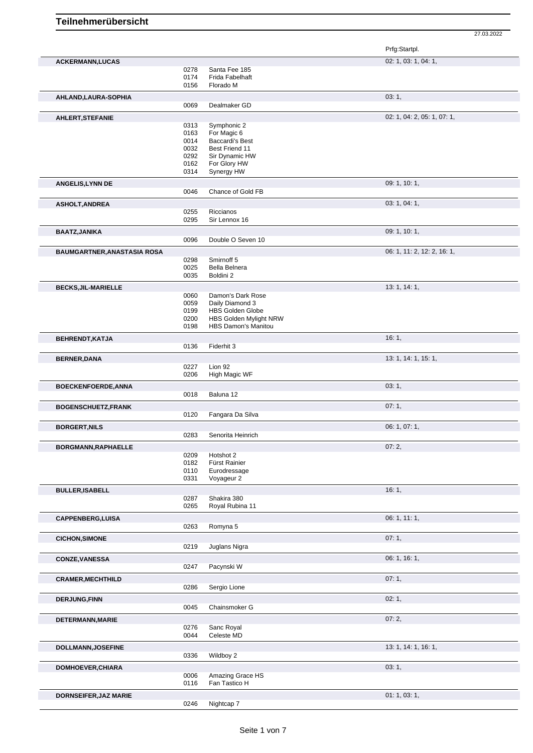# Teilnehmerübersicht

27.03.2022

| Teilnehmer | Nr. | Pferd | Prfg:Startpl. |
|---|---|---|---|
| **ACKERMANN,LUCAS** | | | 02: 1, 03: 1, 04: 1, |
| | 0278 | Santa Fee 185 | |
| | 0174 | Frida Fabelhaft | |
| | 0156 | Florado M | |
| **AHLAND,LAURA-SOPHIA** | | | 03: 1, |
| | 0069 | Dealmaker GD | |
| **AHLERT,STEFANIE** | | | 02: 1, 04: 2, 05: 1, 07: 1, |
| | 0313 | Symphonic 2 | |
| | 0163 | For Magic 6 | |
| | 0014 | Baccardi's Best | |
| | 0032 | Best Friend 11 | |
| | 0292 | Sir Dynamic HW | |
| | 0162 | For Glory HW | |
| | 0314 | Synergy HW | |
| **ANGELIS,LYNN DE** | | | 09: 1, 10: 1, |
| | 0046 | Chance of Gold FB | |
| **ASHOLT,ANDREA** | | | 03: 1, 04: 1, |
| | 0255 | Riccianos | |
| | 0295 | Sir Lennox 16 | |
| **BAATZ,JANIKA** | | | 09: 1, 10: 1, |
| | 0096 | Double O Seven 10 | |
| **BAUMGARTNER,ANASTASIA ROSA** | | | 06: 1, 11: 2, 12: 2, 16: 1, |
| | 0298 | Smirnoff 5 | |
| | 0025 | Bella Belnera | |
| | 0035 | Boldini 2 | |
| **BECKS,JIL-MARIELLE** | | | 13: 1, 14: 1, |
| | 0060 | Damon's Dark Rose | |
| | 0059 | Daily Diamond 3 | |
| | 0199 | HBS Golden Globe | |
| | 0200 | HBS Golden Mylight NRW | |
| | 0198 | HBS Damon's Manitou | |
| **BEHRENDT,KATJA** | | | 16: 1, |
| | 0136 | Fiderhit 3 | |
| **BERNER,DANA** | | | 13: 1, 14: 1, 15: 1, |
| | 0227 | Lion 92 | |
| | 0206 | High Magic WF | |
| **BOECKENFOERDE,ANNA** | | | 03: 1, |
| | 0018 | Baluna 12 | |
| **BOGENSCHUETZ,FRANK** | | | 07: 1, |
| | 0120 | Fangara Da Silva | |
| **BORGERT,NILS** | | | 06: 1, 07: 1, |
| | 0283 | Senorita Heinrich | |
| **BORGMANN,RAPHAELLE** | | | 07: 2, |
| | 0209 | Hotshot 2 | |
| | 0182 | Fürst Rainier | |
| | 0110 | Eurodressage | |
| | 0331 | Voyageur 2 | |
| **BULLER,ISABELL** | | | 16: 1, |
| | 0287 | Shakira 380 | |
| | 0265 | Royal Rubina 11 | |
| **CAPPENBERG,LUISA** | | | 06: 1, 11: 1, |
| | 0263 | Romyna 5 | |
| **CICHON,SIMONE** | | | 07: 1, |
| | 0219 | Juglans Nigra | |
| **CONZE,VANESSA** | | | 06: 1, 16: 1, |
| | 0247 | Pacynski W | |
| **CRAMER,MECHTHILD** | | | 07: 1, |
| | 0286 | Sergio Lione | |
| **DERJUNG,FINN** | | | 02: 1, |
| | 0045 | Chainsmoker G | |
| **DETERMANN,MARIE** | | | 07: 2, |
| | 0276 | Sanc Royal | |
| | 0044 | Celeste MD | |
| **DOLLMANN,JOSEFINE** | | | 13: 1, 14: 1, 16: 1, |
| | 0336 | Wildboy 2 | |
| **DOMHOEVER,CHIARA** | | | 03: 1, |
| | 0006 | Amazing Grace HS | |
| | 0116 | Fan Tastico H | |
| **DORNSEIFER,JAZ MARIE** | | | 01: 1, 03: 1, |
| | 0246 | Nightcap 7 | |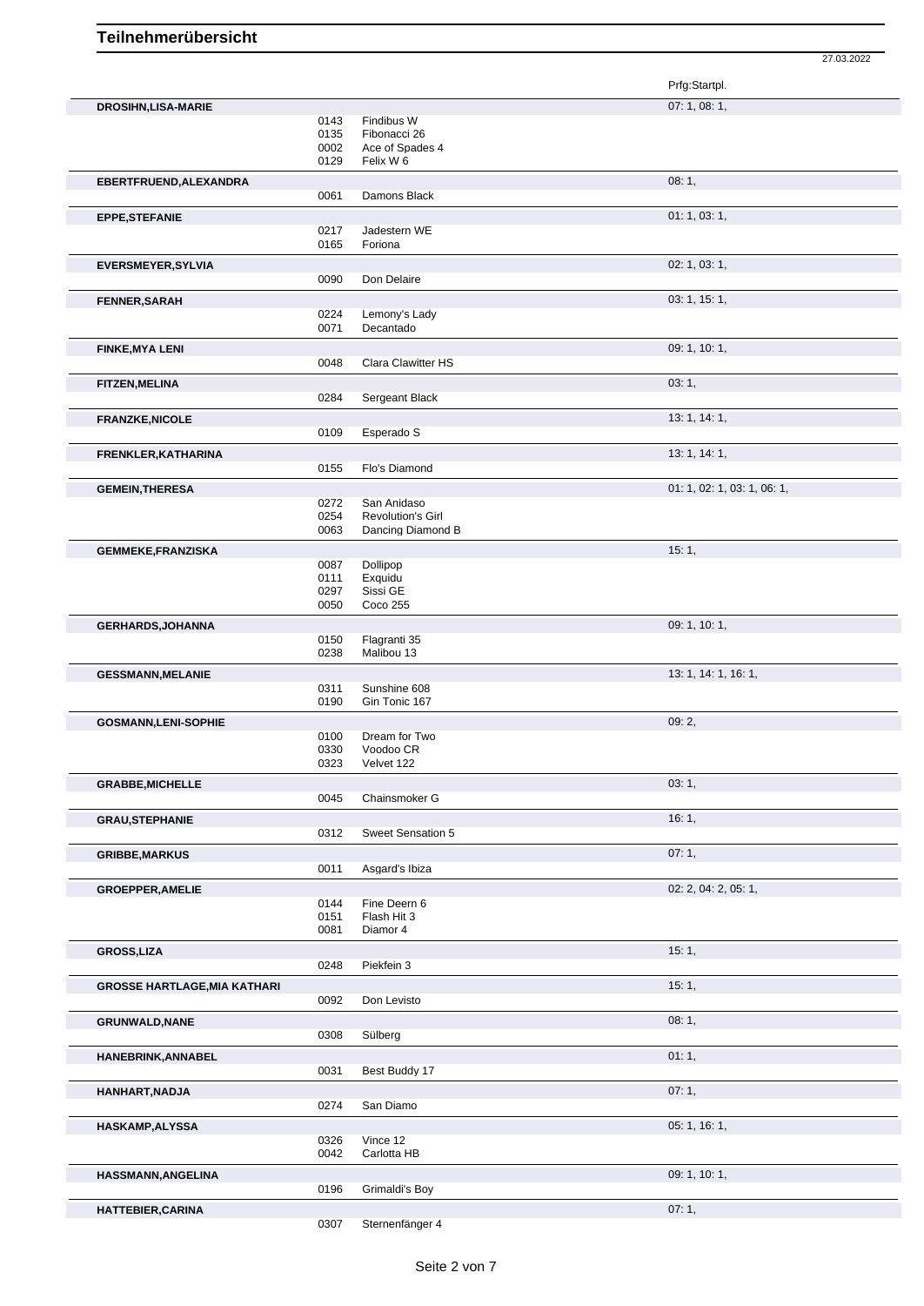# Teilnehmerübersicht

27.03.2022

| Teilnehmer | Nr. | Pferd | Prfg:Startpl. |
|---|---|---|---|
| **DROSIHN,LISA-MARIE** | | | 07: 1, 08: 1, |
| | 0143 | Findibus W | |
| | 0135 | Fibonacci 26 | |
| | 0002 | Ace of Spades 4 | |
| | 0129 | Felix W 6 | |
| **EBERTFRUEND,ALEXANDRA** | | | 08: 1, |
| | 0061 | Damons Black | |
| **EPPE,STEFANIE** | | | 01: 1, 03: 1, |
| | 0217 | Jadestern WE | |
| | 0165 | Foriona | |
| **EVERSMEYER,SYLVIA** | | | 02: 1, 03: 1, |
| | 0090 | Don Delaire | |
| **FENNER,SARAH** | | | 03: 1, 15: 1, |
| | 0224 | Lemony's Lady | |
| | 0071 | Decantado | |
| **FINKE,MYA LENI** | | | 09: 1, 10: 1, |
| | 0048 | Clara Clawitter HS | |
| **FITZEN,MELINA** | | | 03: 1, |
| | 0284 | Sergeant Black | |
| **FRANZKE,NICOLE** | | | 13: 1, 14: 1, |
| | 0109 | Esperado S | |
| **FRENKLER,KATHARINA** | | | 13: 1, 14: 1, |
| | 0155 | Flo's Diamond | |
| **GEMEIN,THERESA** | | | 01: 1, 02: 1, 03: 1, 06: 1, |
| | 0272 | San Anidaso | |
| | 0254 | Revolution's Girl | |
| | 0063 | Dancing Diamond B | |
| **GEMMEKE,FRANZISKA** | | | 15: 1, |
| | 0087 | Dollipop | |
| | 0111 | Exquidu | |
| | 0297 | Sissi GE | |
| | 0050 | Coco 255 | |
| **GERHARDS,JOHANNA** | | | 09: 1, 10: 1, |
| | 0150 | Flagranti 35 | |
| | 0238 | Malibou 13 | |
| **GESSMANN,MELANIE** | | | 13: 1, 14: 1, 16: 1, |
| | 0311 | Sunshine 608 | |
| | 0190 | Gin Tonic 167 | |
| **GOSMANN,LENI-SOPHIE** | | | 09: 2, |
| | 0100 | Dream for Two | |
| | 0330 | Voodoo CR | |
| | 0323 | Velvet 122 | |
| **GRABBE,MICHELLE** | | | 03: 1, |
| | 0045 | Chainsmoker G | |
| **GRAU,STEPHANIE** | | | 16: 1, |
| | 0312 | Sweet Sensation 5 | |
| **GRIBBE,MARKUS** | | | 07: 1, |
| | 0011 | Asgard's Ibiza | |
| **GROEPPER,AMELIE** | | | 02: 2, 04: 2, 05: 1, |
| | 0144 | Fine Deern 6 | |
| | 0151 | Flash Hit 3 | |
| | 0081 | Diamor 4 | |
| **GROSS,LIZA** | | | 15: 1, |
| | 0248 | Piekfein 3 | |
| **GROSSE HARTLAGE,MIA KATHARI** | | | 15: 1, |
| | 0092 | Don Levisto | |
| **GRUNWALD,NANE** | | | 08: 1, |
| | 0308 | Sülberg | |
| **HANEBRINK,ANNABEL** | | | 01: 1, |
| | 0031 | Best Buddy 17 | |
| **HANHART,NADJA** | | | 07: 1, |
| | 0274 | San Diamo | |
| **HASKAMP,ALYSSA** | | | 05: 1, 16: 1, |
| | 0326 | Vince 12 | |
| | 0042 | Carlotta HB | |
| **HASSMANN,ANGELINA** | | | 09: 1, 10: 1, |
| | 0196 | Grimaldi's Boy | |
| **HATTEBIER,CARINA** | | | 07: 1, |
| | 0307 | Sternenfänger 4 | |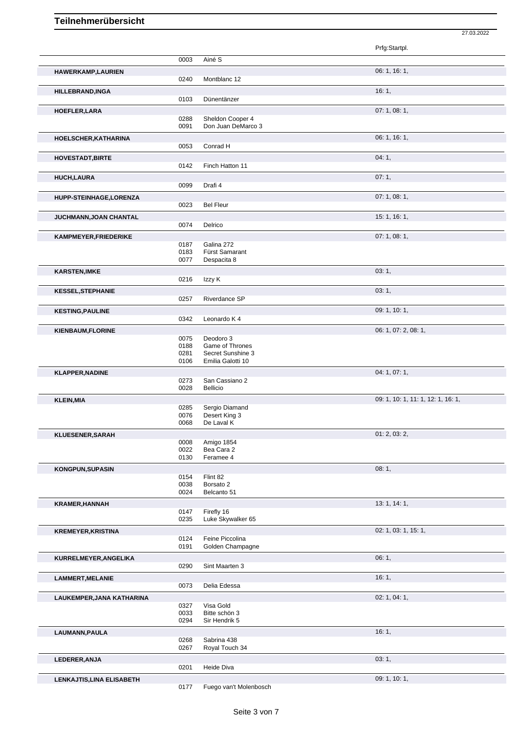# Teilnehmerübersicht

27.03.2022

| Name | Nr. | Pferd | Prfg:Startpl. |
|---|---|---|---|
| | 0003 | Ainé S | |
| **HAWERKAMP,LAURIEN** | | | 06: 1, 16: 1, |
| | 0240 | Montblanc 12 | |
| **HILLEBRAND,INGA** | | | 16: 1, |
| | 0103 | Dünentänzer | |
| **HOEFLER,LARA** | | | 07: 1, 08: 1, |
| | 0288 | Sheldon Cooper 4 | |
| | 0091 | Don Juan DeMarco 3 | |
| **HOELSCHER,KATHARINA** | | | 06: 1, 16: 1, |
| | 0053 | Conrad H | |
| **HOVESTADT,BIRTE** | | | 04: 1, |
| | 0142 | Finch Hatton 11 | |
| **HUCH,LAURA** | | | 07: 1, |
| | 0099 | Drafi 4 | |
| **HUPP-STEINHAGE,LORENZA** | | | 07: 1, 08: 1, |
| | 0023 | Bel Fleur | |
| **JUCHMANN,JOAN CHANTAL** | | | 15: 1, 16: 1, |
| | 0074 | Delrico | |
| **KAMPMEYER,FRIEDERIKE** | | | 07: 1, 08: 1, |
| | 0187 | Galina 272 | |
| | 0183 | Fürst Samarant | |
| | 0077 | Despacita 8 | |
| **KARSTEN,IMKE** | | | 03: 1, |
| | 0216 | Izzy K | |
| **KESSEL,STEPHANIE** | | | 03: 1, |
| | 0257 | Riverdance SP | |
| **KESTING,PAULINE** | | | 09: 1, 10: 1, |
| | 0342 | Leonardo K 4 | |
| **KIENBAUM,FLORINE** | | | 06: 1, 07: 2, 08: 1, |
| | 0075 | Deodoro 3 | |
| | 0188 | Game of Thrones | |
| | 0281 | Secret Sunshine 3 | |
| | 0106 | Emilia Galotti 10 | |
| **KLAPPER,NADINE** | | | 04: 1, 07: 1, |
| | 0273 | San Cassiano 2 | |
| | 0028 | Bellicio | |
| **KLEIN,MIA** | | | 09: 1, 10: 1, 11: 1, 12: 1, 16: 1, |
| | 0285 | Sergio Diamand | |
| | 0076 | Desert King 3 | |
| | 0068 | De Laval K | |
| **KLUESENER,SARAH** | | | 01: 2, 03: 2, |
| | 0008 | Amigo 1854 | |
| | 0022 | Bea Cara 2 | |
| | 0130 | Feramee 4 | |
| **KONGPUN,SUPASIN** | | | 08: 1, |
| | 0154 | Flint 82 | |
| | 0038 | Borsato 2 | |
| | 0024 | Belcanto 51 | |
| **KRAMER,HANNAH** | | | 13: 1, 14: 1, |
| | 0147 | Firefly 16 | |
| | 0235 | Luke Skywalker 65 | |
| **KREMEYER,KRISTINA** | | | 02: 1, 03: 1, 15: 1, |
| | 0124 | Feine Piccolina | |
| | 0191 | Golden Champagne | |
| **KURRELMEYER,ANGELIKA** | | | 06: 1, |
| | 0290 | Sint Maarten 3 | |
| **LAMMERT,MELANIE** | | | 16: 1, |
| | 0073 | Delia Edessa | |
| **LAUKEMPER,JANA KATHARINA** | | | 02: 1, 04: 1, |
| | 0327 | Visa Gold | |
| | 0033 | Bitte schön 3 | |
| | 0294 | Sir Hendrik 5 | |
| **LAUMANN,PAULA** | | | 16: 1, |
| | 0268 | Sabrina 438 | |
| | 0267 | Royal Touch 34 | |
| **LEDERER,ANJA** | | | 03: 1, |
| | 0201 | Heide Diva | |
| **LENKAJTIS,LINA ELISABETH** | | | 09: 1, 10: 1, |
| | 0177 | Fuego van't Molenbosch | |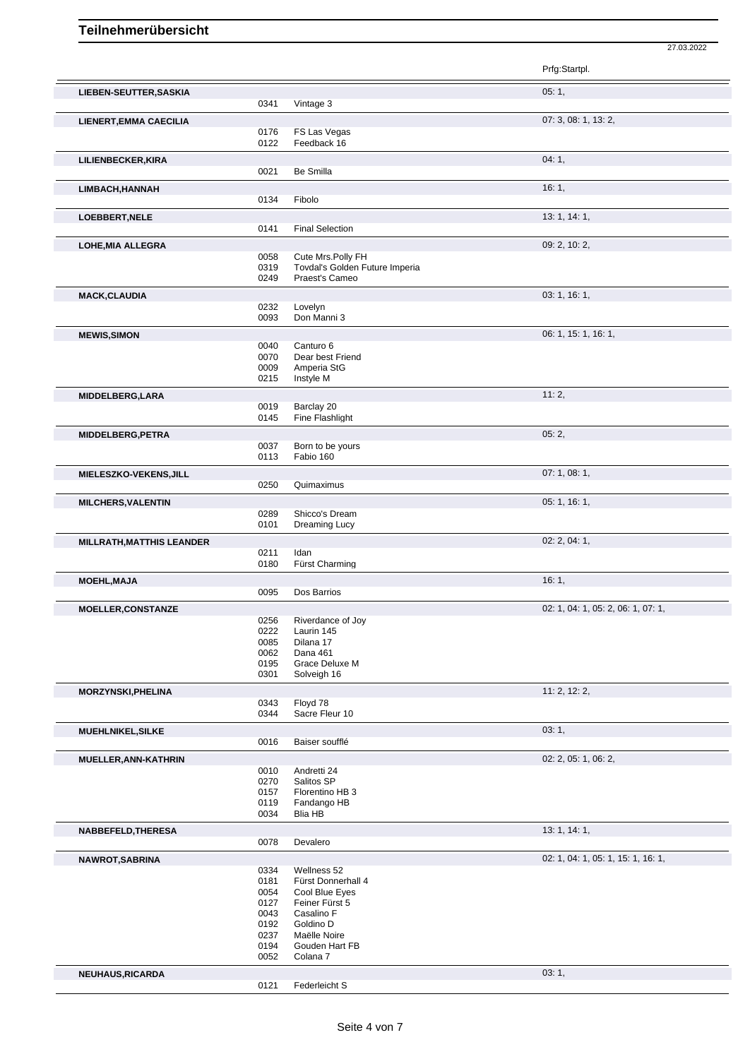# Teilnehmerübersicht

27.03.2022

| Teilnehmer | Nr. | Pferd | Prfg:Startpl. |
|---|---|---|---|
| **LIEBEN-SEUTTER,SASKIA** | | | 05: 1, |
| | 0341 | Vintage 3 | |
| **LIENERT,EMMA CAECILIA** | | | 07: 3, 08: 1, 13: 2, |
| | 0176 | FS Las Vegas | |
| | 0122 | Feedback 16 | |
| **LILIENBECKER,KIRA** | | | 04: 1, |
| | 0021 | Be Smilla | |
| **LIMBACH,HANNAH** | | | 16: 1, |
| | 0134 | Fibolo | |
| **LOEBBERT,NELE** | | | 13: 1, 14: 1, |
| | 0141 | Final Selection | |
| **LOHE,MIA ALLEGRA** | | | 09: 2, 10: 2, |
| | 0058 | Cute Mrs.Polly FH | |
| | 0319 | Tovdal's Golden Future Imperia | |
| | 0249 | Praest's Cameo | |
| **MACK,CLAUDIA** | | | 03: 1, 16: 1, |
| | 0232 | Lovelyn | |
| | 0093 | Don Manni 3 | |
| **MEWIS,SIMON** | | | 06: 1, 15: 1, 16: 1, |
| | 0040 | Canturo 6 | |
| | 0070 | Dear best Friend | |
| | 0009 | Amperia StG | |
| | 0215 | Instyle M | |
| **MIDDELBERG,LARA** | | | 11: 2, |
| | 0019 | Barclay 20 | |
| | 0145 | Fine Flashlight | |
| **MIDDELBERG,PETRA** | | | 05: 2, |
| | 0037 | Born to be yours | |
| | 0113 | Fabio 160 | |
| **MIELESZKO-VEKENS,JILL** | | | 07: 1, 08: 1, |
| | 0250 | Quimaximus | |
| **MILCHERS,VALENTIN** | | | 05: 1, 16: 1, |
| | 0289 | Shicco's Dream | |
| | 0101 | Dreaming Lucy | |
| **MILLRATH,MATTHIS LEANDER** | | | 02: 2, 04: 1, |
| | 0211 | Idan | |
| | 0180 | Fürst Charming | |
| **MOEHL,MAJA** | | | 16: 1, |
| | 0095 | Dos Barrios | |
| **MOELLER,CONSTANZE** | | | 02: 1, 04: 1, 05: 2, 06: 1, 07: 1, |
| | 0256 | Riverdance of Joy | |
| | 0222 | Laurin 145 | |
| | 0085 | Dilana 17 | |
| | 0062 | Dana 461 | |
| | 0195 | Grace Deluxe M | |
| | 0301 | Solveigh 16 | |
| **MORZYNSKI,PHELINA** | | | 11: 2, 12: 2, |
| | 0343 | Floyd 78 | |
| | 0344 | Sacre Fleur 10 | |
| **MUEHLNIKEL,SILKE** | | | 03: 1, |
| | 0016 | Baiser soufflé | |
| **MUELLER,ANN-KATHRIN** | | | 02: 2, 05: 1, 06: 2, |
| | 0010 | Andretti 24 | |
| | 0270 | Salitos SP | |
| | 0157 | Florentino HB 3 | |
| | 0119 | Fandango HB | |
| | 0034 | Blia HB | |
| **NABBEFELD,THERESA** | | | 13: 1, 14: 1, |
| | 0078 | Devalero | |
| **NAWROT,SABRINA** | | | 02: 1, 04: 1, 05: 1, 15: 1, 16: 1, |
| | 0334 | Wellness 52 | |
| | 0181 | Fürst Donnerhall 4 | |
| | 0054 | Cool Blue Eyes | |
| | 0127 | Feiner Fürst 5 | |
| | 0043 | Casalino F | |
| | 0192 | Goldino D | |
| | 0237 | Maëlle Noire | |
| | 0194 | Gouden Hart FB | |
| | 0052 | Colana 7 | |
| **NEUHAUS,RICARDA** | | | 03: 1, |
| | 0121 | Federleicht S | |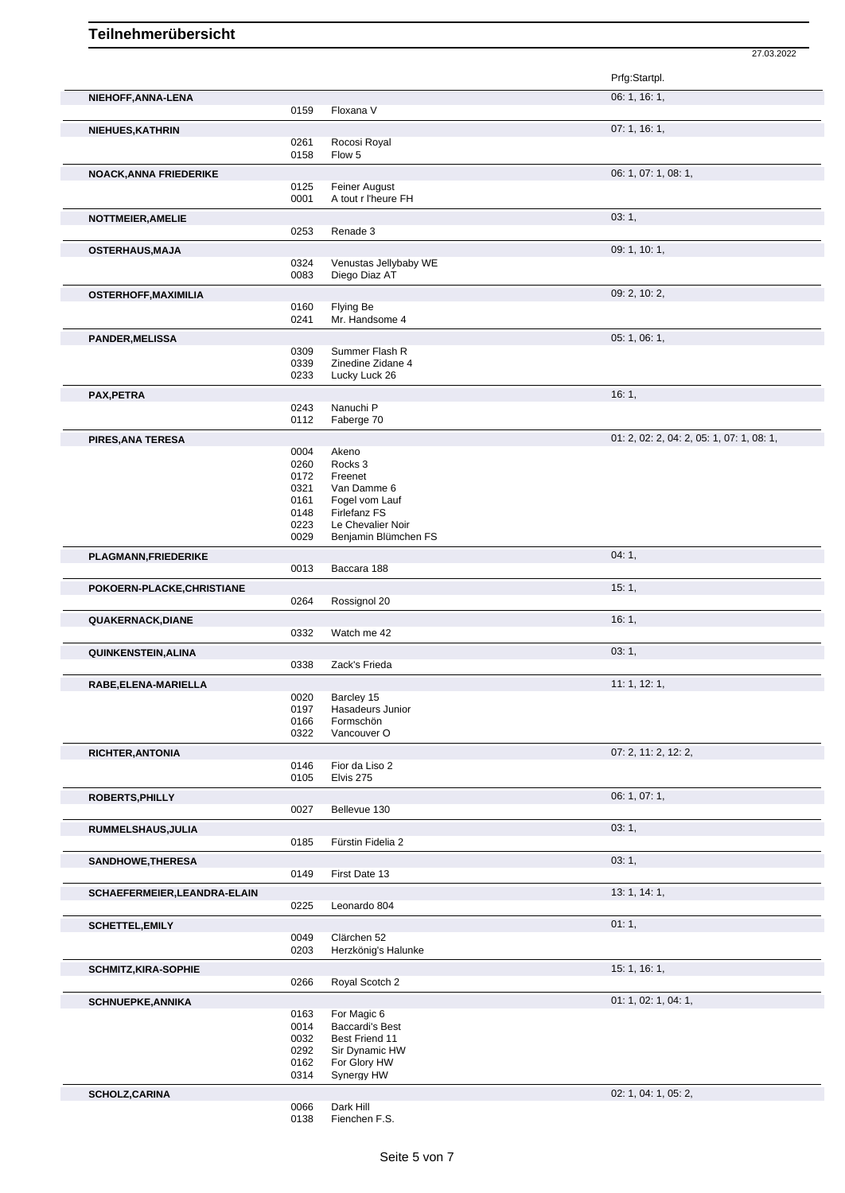# Teilnehmerübersicht

27.03.2022

| Name | Nr. | Pferd | Prfg:Startpl. |
|---|---|---|---|
| **NIEHOFF,ANNA-LENA** | | | 06: 1, 16: 1, |
| | 0159 | Floxana V | |
| **NIEHUES,KATHRIN** | | | 07: 1, 16: 1, |
| | 0261 | Rocosi Royal | |
| | 0158 | Flow 5 | |
| **NOACK,ANNA FRIEDERIKE** | | | 06: 1, 07: 1, 08: 1, |
| | 0125 | Feiner August | |
| | 0001 | A tout r l'heure FH | |
| **NOTTMEIER,AMELIE** | | | 03: 1, |
| | 0253 | Renade 3 | |
| **OSTERHAUS,MAJA** | | | 09: 1, 10: 1, |
| | 0324 | Venustas Jellybaby WE | |
| | 0083 | Diego Diaz AT | |
| **OSTERHOFF,MAXIMILIA** | | | 09: 2, 10: 2, |
| | 0160 | Flying Be | |
| | 0241 | Mr. Handsome 4 | |
| **PANDER,MELISSA** | | | 05: 1, 06: 1, |
| | 0309 | Summer Flash R | |
| | 0339 | Zinedine Zidane 4 | |
| | 0233 | Lucky Luck 26 | |
| **PAX,PETRA** | | | 16: 1, |
| | 0243 | Nanuchi P | |
| | 0112 | Faberge 70 | |
| **PIRES,ANA TERESA** | | | 01: 2, 02: 2, 04: 2, 05: 1, 07: 1, 08: 1, |
| | 0004 | Akeno | |
| | 0260 | Rocks 3 | |
| | 0172 | Freenet | |
| | 0321 | Van Damme 6 | |
| | 0161 | Fogel vom Lauf | |
| | 0148 | Firlefanz FS | |
| | 0223 | Le Chevalier Noir | |
| | 0029 | Benjamin Blümchen FS | |
| **PLAGMANN,FRIEDERIKE** | | | 04: 1, |
| | 0013 | Baccara 188 | |
| **POKOERN-PLACKE,CHRISTIANE** | | | 15: 1, |
| | 0264 | Rossignol 20 | |
| **QUAKERNACK,DIANE** | | | 16: 1, |
| | 0332 | Watch me 42 | |
| **QUINKENSTEIN,ALINA** | | | 03: 1, |
| | 0338 | Zack's Frieda | |
| **RABE,ELENA-MARIELLA** | | | 11: 1, 12: 1, |
| | 0020 | Barcley 15 | |
| | 0197 | Hasadeurs Junior | |
| | 0166 | Formschön | |
| | 0322 | Vancouver O | |
| **RICHTER,ANTONIA** | | | 07: 2, 11: 2, 12: 2, |
| | 0146 | Fior da Liso 2 | |
| | 0105 | Elvis 275 | |
| **ROBERTS,PHILLY** | | | 06: 1, 07: 1, |
| | 0027 | Bellevue 130 | |
| **RUMMELSHAUS,JULIA** | | | 03: 1, |
| | 0185 | Fürstin Fidelia 2 | |
| **SANDHOWE,THERESA** | | | 03: 1, |
| | 0149 | First Date 13 | |
| **SCHAEFERMEIER,LEANDRA-ELAIN** | | | 13: 1, 14: 1, |
| | 0225 | Leonardo 804 | |
| **SCHETTEL,EMILY** | | | 01: 1, |
| | 0049 | Clärchen 52 | |
| | 0203 | Herzkönig's Halunke | |
| **SCHMITZ,KIRA-SOPHIE** | | | 15: 1, 16: 1, |
| | 0266 | Royal Scotch 2 | |
| **SCHNUEPKE,ANNIKA** | | | 01: 1, 02: 1, 04: 1, |
| | 0163 | For Magic 6 | |
| | 0014 | Baccardi's Best | |
| | 0032 | Best Friend 11 | |
| | 0292 | Sir Dynamic HW | |
| | 0162 | For Glory HW | |
| | 0314 | Synergy HW | |
| **SCHOLZ,CARINA** | | | 02: 1, 04: 1, 05: 2, |
| | 0066 | Dark Hill | |
| | 0138 | Fienchen F.S. | |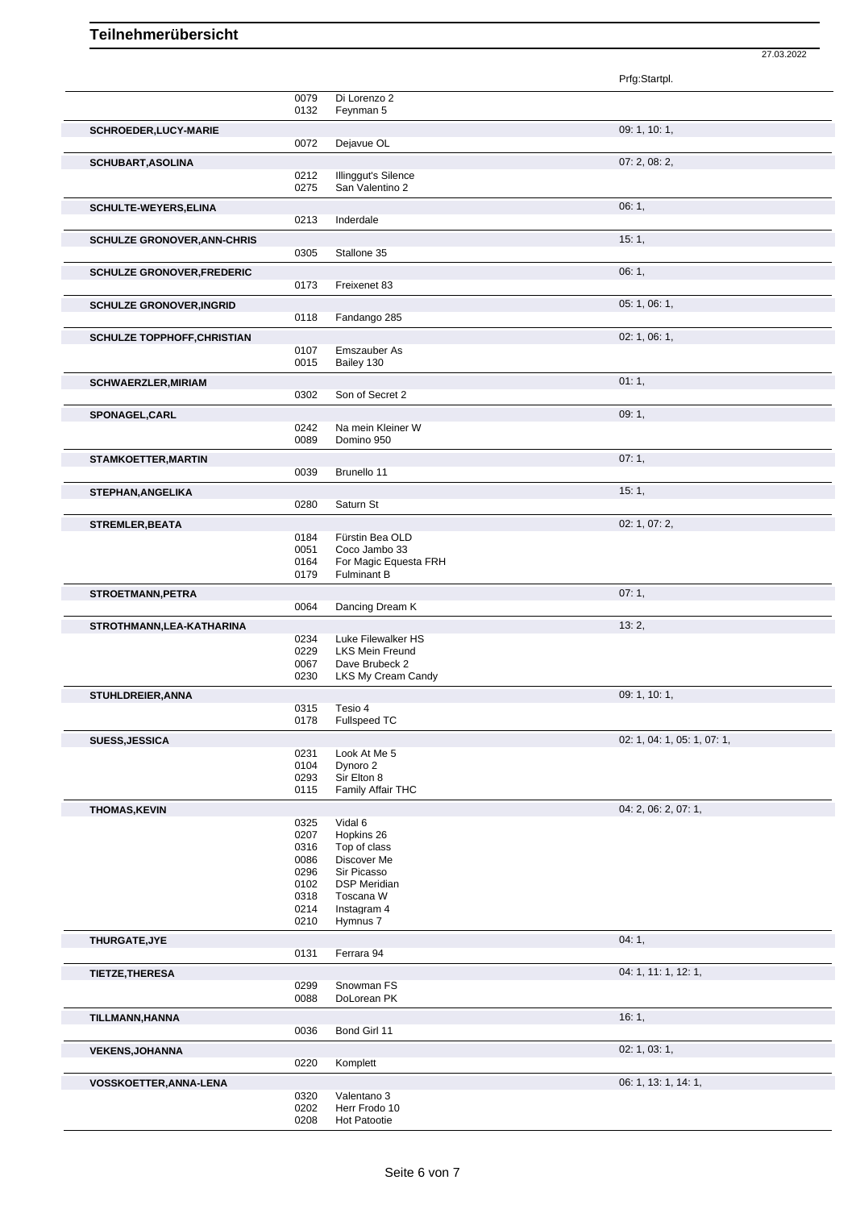# Teilnehmerübersicht

27.03.2022

| | | | Prfg:Startpl. |
|---|---|---|---|
| | 0079 | Di Lorenzo 2 | |
| | 0132 | Feynman 5 | |
| **SCHROEDER,LUCY-MARIE** | | | 09: 1, 10: 1, |
| | 0072 | Dejavue OL | |
| **SCHUBART,ASOLINA** | | | 07: 2, 08: 2, |
| | 0212 | Illinggut's Silence | |
| | 0275 | San Valentino 2 | |
| **SCHULTE-WEYERS,ELINA** | | | 06: 1, |
| | 0213 | Inderdale | |
| **SCHULZE GRONOVER,ANN-CHRIS** | | | 15: 1, |
| | 0305 | Stallone 35 | |
| **SCHULZE GRONOVER,FREDERIC** | | | 06: 1, |
| | 0173 | Freixenet 83 | |
| **SCHULZE GRONOVER,INGRID** | | | 05: 1, 06: 1, |
| | 0118 | Fandango 285 | |
| **SCHULZE TOPPHOFF,CHRISTIAN** | | | 02: 1, 06: 1, |
| | 0107 | Emszauber As | |
| | 0015 | Bailey 130 | |
| **SCHWAERZLER,MIRIAM** | | | 01: 1, |
| | 0302 | Son of Secret 2 | |
| **SPONAGEL,CARL** | | | 09: 1, |
| | 0242 | Na mein Kleiner W | |
| | 0089 | Domino 950 | |
| **STAMKOETTER,MARTIN** | | | 07: 1, |
| | 0039 | Brunello 11 | |
| **STEPHAN,ANGELIKA** | | | 15: 1, |
| | 0280 | Saturn St | |
| **STREMLER,BEATA** | | | 02: 1, 07: 2, |
| | 0184 | Fürstin Bea OLD | |
| | 0051 | Coco Jambo 33 | |
| | 0164 | For Magic Equesta FRH | |
| | 0179 | Fulminant B | |
| **STROETMANN,PETRA** | | | 07: 1, |
| | 0064 | Dancing Dream K | |
| **STROTHMANN,LEA-KATHARINA** | | | 13: 2, |
| | 0234 | Luke Filewalker HS | |
| | 0229 | LKS Mein Freund | |
| | 0067 | Dave Brubeck 2 | |
| | 0230 | LKS My Cream Candy | |
| **STUHLDREIER,ANNA** | | | 09: 1, 10: 1, |
| | 0315 | Tesio 4 | |
| | 0178 | Fullspeed TC | |
| **SUESS,JESSICA** | | | 02: 1, 04: 1, 05: 1, 07: 1, |
| | 0231 | Look At Me 5 | |
| | 0104 | Dynoro 2 | |
| | 0293 | Sir Elton 8 | |
| | 0115 | Family Affair THC | |
| **THOMAS,KEVIN** | | | 04: 2, 06: 2, 07: 1, |
| | 0325 | Vidal 6 | |
| | 0207 | Hopkins 26 | |
| | 0316 | Top of class | |
| | 0086 | Discover Me | |
| | 0296 | Sir Picasso | |
| | 0102 | DSP Meridian | |
| | 0318 | Toscana W | |
| | 0214 | Instagram 4 | |
| | 0210 | Hymnus 7 | |
| **THURGATE,JYE** | | | 04: 1, |
| | 0131 | Ferrara 94 | |
| **TIETZE,THERESA** | | | 04: 1, 11: 1, 12: 1, |
| | 0299 | Snowman FS | |
| | 0088 | DoLorean PK | |
| **TILLMANN,HANNA** | | | 16: 1, |
| | 0036 | Bond Girl 11 | |
| **VEKENS,JOHANNA** | | | 02: 1, 03: 1, |
| | 0220 | Komplett | |
| **VOSSKOETTER,ANNA-LENA** | | | 06: 1, 13: 1, 14: 1, |
| | 0320 | Valentano 3 | |
| | 0202 | Herr Frodo 10 | |
| | 0208 | Hot Patootie | |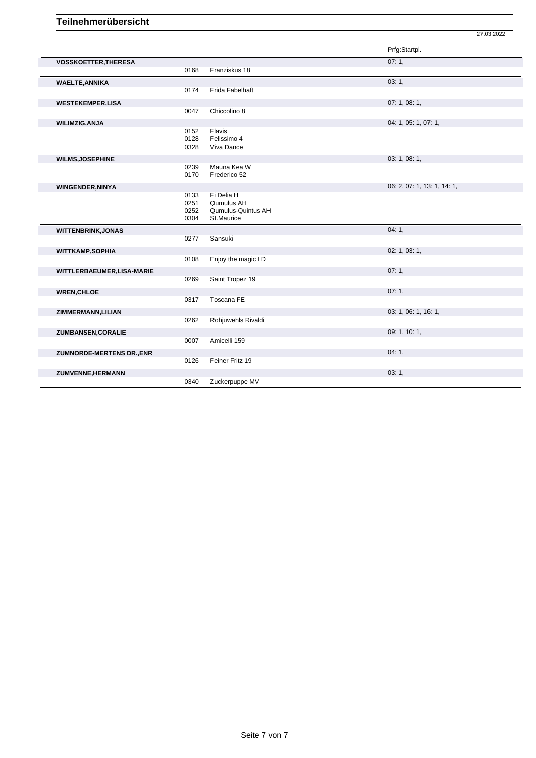# Teilnehmerübersicht

27.03.2022

| | | | Prfg:Startpl. |
|---|---|---|---|
| **VOSSKOETTER,THERESA** | | | 07: 1, |
| | 0168 | Franziskus 18 | |
| **WAELTE,ANNIKA** | | | 03: 1, |
| | 0174 | Frida Fabelhaft | |
| **WESTEKEMPER,LISA** | | | 07: 1, 08: 1, |
| | 0047 | Chiccolino 8 | |
| **WILIMZIG,ANJA** | | | 04: 1, 05: 1, 07: 1, |
| | 0152 | Flavis | |
| | 0128 | Felissimo 4 | |
| | 0328 | Viva Dance | |
| **WILMS,JOSEPHINE** | | | 03: 1, 08: 1, |
| | 0239 | Mauna Kea W | |
| | 0170 | Frederico 52 | |
| **WINGENDER,NINYA** | | | 06: 2, 07: 1, 13: 1, 14: 1, |
| | 0133 | Fi Delia H | |
| | 0251 | Qumulus AH | |
| | 0252 | Qumulus-Quintus AH | |
| | 0304 | St.Maurice | |
| **WITTENBRINK,JONAS** | | | 04: 1, |
| | 0277 | Sansuki | |
| **WITTKAMP,SOPHIA** | | | 02: 1, 03: 1, |
| | 0108 | Enjoy the magic LD | |
| **WITTLERBAEUMER,LISA-MARIE** | | | 07: 1, |
| | 0269 | Saint Tropez 19 | |
| **WREN,CHLOE** | | | 07: 1, |
| | 0317 | Toscana FE | |
| **ZIMMERMANN,LILIAN** | | | 03: 1, 06: 1, 16: 1, |
| | 0262 | Rohjuwehls Rivaldi | |
| **ZUMBANSEN,CORALIE** | | | 09: 1, 10: 1, |
| | 0007 | Amicelli 159 | |
| **ZUMNORDE-MERTENS DR.,ENR** | | | 04: 1, |
| | 0126 | Feiner Fritz 19 | |
| **ZUMVENNE,HERMANN** | | | 03: 1, |
| | 0340 | Zuckerpuppe MV | |